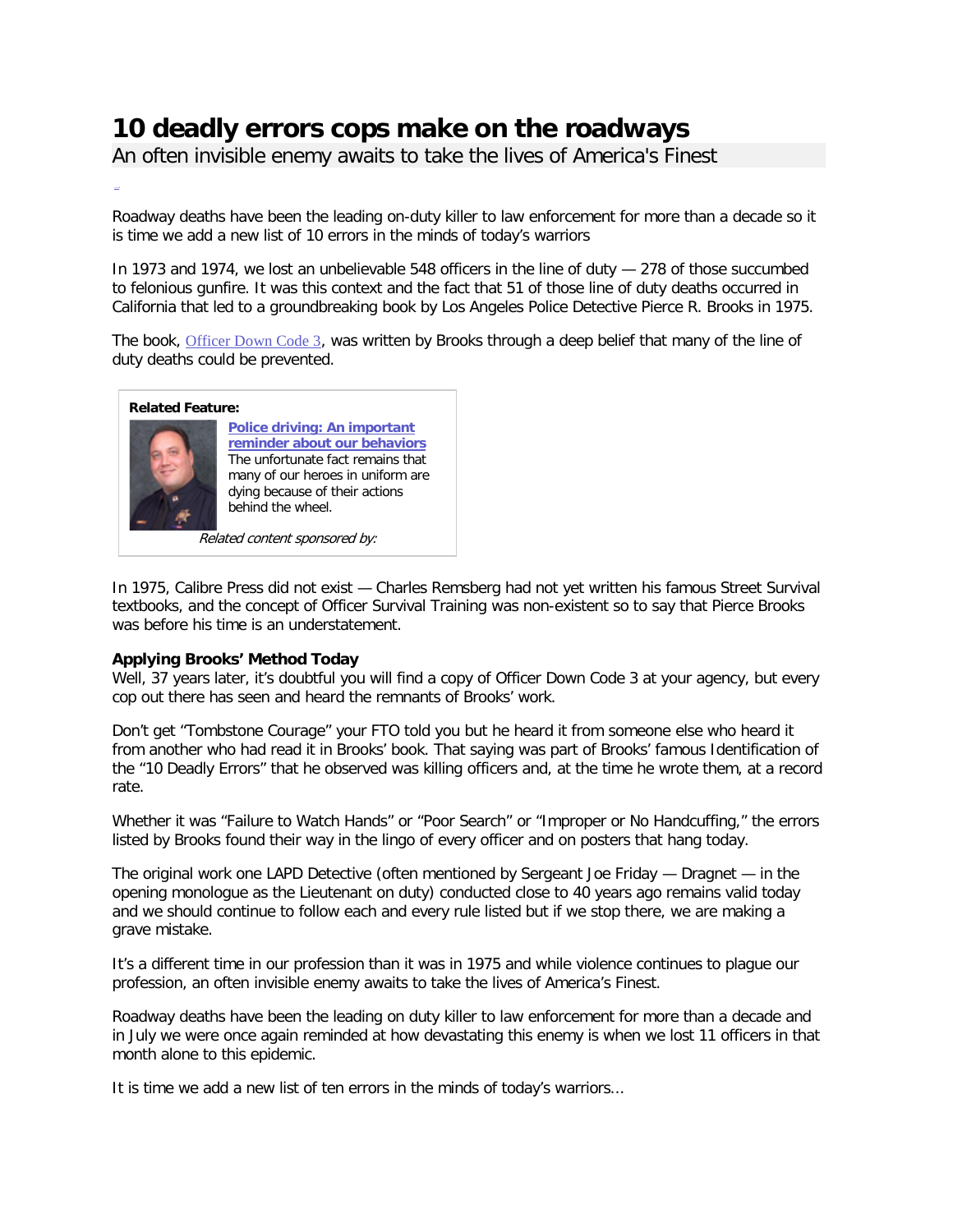# 10 deadly errors cops make on the roadways

An often invisible enemy awaits to take the lives of America's Finest

Roadway deaths have been the leading on-duty killer to law enforcement for more than a decade so it is time we add a new list of 10 errors in the minds of today's warriors

In 1973 and 1974, we lost an unbelievable 548 officers in the line of duty — 278 of those succumbed to felonious gunfire. It was this context and the fact that 51 of those line of duty deaths occurred in California that led to a groundbreaking book by Los Angeles Police Detective Pierce R. Brooks in 1975.

The book, Officer Down Code 3, was written by Brooks through a deep belief that many of the line of duty deaths could be prevented.

**Related Feature:**

**Police driving: An important reminder about our behaviors**
The unfortunate fact remains that many of our heroes in uniform are dying because of their actions behind the wheel.

*Related content sponsored by:*

In 1975, Calibre Press did not exist — Charles Remsberg had not yet written his famous Street Survival textbooks, and the concept of Officer Survival Training was non-existent so to say that Pierce Brooks was before his time is an understatement.

**Applying Brooks' Method Today**

Well, 37 years later, it's doubtful you will find a copy of Officer Down Code 3 at your agency, but every cop out there has seen and heard the remnants of Brooks' work.

Don't get "Tombstone Courage" your FTO told you but he heard it from someone else who heard it from another who had read it in Brooks' book. That saying was part of Brooks' famous Identification of the "10 Deadly Errors" that he observed was killing officers and, at the time he wrote them, at a record rate.

Whether it was "Failure to Watch Hands" or "Poor Search" or "Improper or No Handcuffing," the errors listed by Brooks found their way in the lingo of every officer and on posters that hang today.

The original work one LAPD Detective (often mentioned by Sergeant Joe Friday — Dragnet — in the opening monologue as the Lieutenant on duty) conducted close to 40 years ago remains valid today and we should continue to follow each and every rule listed but if we stop there, we are making a grave mistake.

It's a different time in our profession than it was in 1975 and while violence continues to plague our profession, an often invisible enemy awaits to take the lives of America's Finest.

Roadway deaths have been the leading on duty killer to law enforcement for more than a decade and in July we were once again reminded at how devastating this enemy is when we lost 11 officers in that month alone to this epidemic.

It is time we add a new list of ten errors in the minds of today's warriors...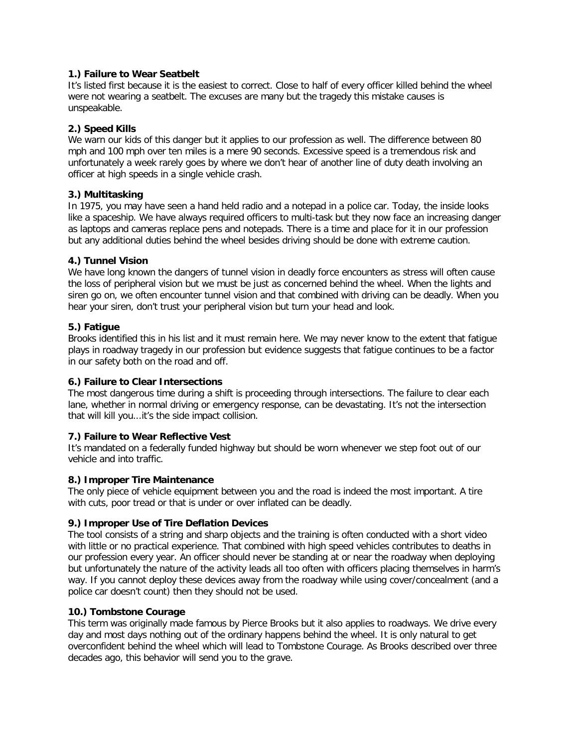**1.) Failure to Wear Seatbelt**
It's listed first because it is the easiest to correct. Close to half of every officer killed behind the wheel were not wearing a seatbelt. The excuses are many but the tragedy this mistake causes is unspeakable.

**2.) Speed Kills**
We warn our kids of this danger but it applies to our profession as well. The difference between 80 mph and 100 mph over ten miles is a mere 90 seconds. Excessive speed is a tremendous risk and unfortunately a week rarely goes by where we don't hear of another line of duty death involving an officer at high speeds in a single vehicle crash.

**3.) Multitasking**
In 1975, you may have seen a hand held radio and a notepad in a police car. Today, the inside looks like a spaceship. We have always required officers to multi-task but they now face an increasing danger as laptops and cameras replace pens and notepads. There is a time and place for it in our profession but any additional duties behind the wheel besides driving should be done with extreme caution.

**4.) Tunnel Vision**
We have long known the dangers of tunnel vision in deadly force encounters as stress will often cause the loss of peripheral vision but we must be just as concerned behind the wheel. When the lights and siren go on, we often encounter tunnel vision and that combined with driving can be deadly. When you hear your siren, don't trust your peripheral vision but turn your head and look.

**5.) Fatigue**
Brooks identified this in his list and it must remain here. We may never know to the extent that fatigue plays in roadway tragedy in our profession but evidence suggests that fatigue continues to be a factor in our safety both on the road and off.

**6.) Failure to Clear Intersections**
The most dangerous time during a shift is proceeding through intersections. The failure to clear each lane, whether in normal driving or emergency response, can be devastating. It's not the intersection that will kill you...it's the side impact collision.

**7.) Failure to Wear Reflective Vest**
It's mandated on a federally funded highway but should be worn whenever we step foot out of our vehicle and into traffic.

**8.) Improper Tire Maintenance**
The only piece of vehicle equipment between you and the road is indeed the most important. A tire with cuts, poor tread or that is under or over inflated can be deadly.

**9.) Improper Use of Tire Deflation Devices**
The tool consists of a string and sharp objects and the training is often conducted with a short video with little or no practical experience. That combined with high speed vehicles contributes to deaths in our profession every year. An officer should never be standing at or near the roadway when deploying but unfortunately the nature of the activity leads all too often with officers placing themselves in harm's way. If you cannot deploy these devices away from the roadway while using cover/concealment (and a police car doesn't count) then they should not be used.

**10.) Tombstone Courage**
This term was originally made famous by Pierce Brooks but it also applies to roadways. We drive every day and most days nothing out of the ordinary happens behind the wheel. It is only natural to get overconfident behind the wheel which will lead to Tombstone Courage. As Brooks described over three decades ago, this behavior will send you to the grave.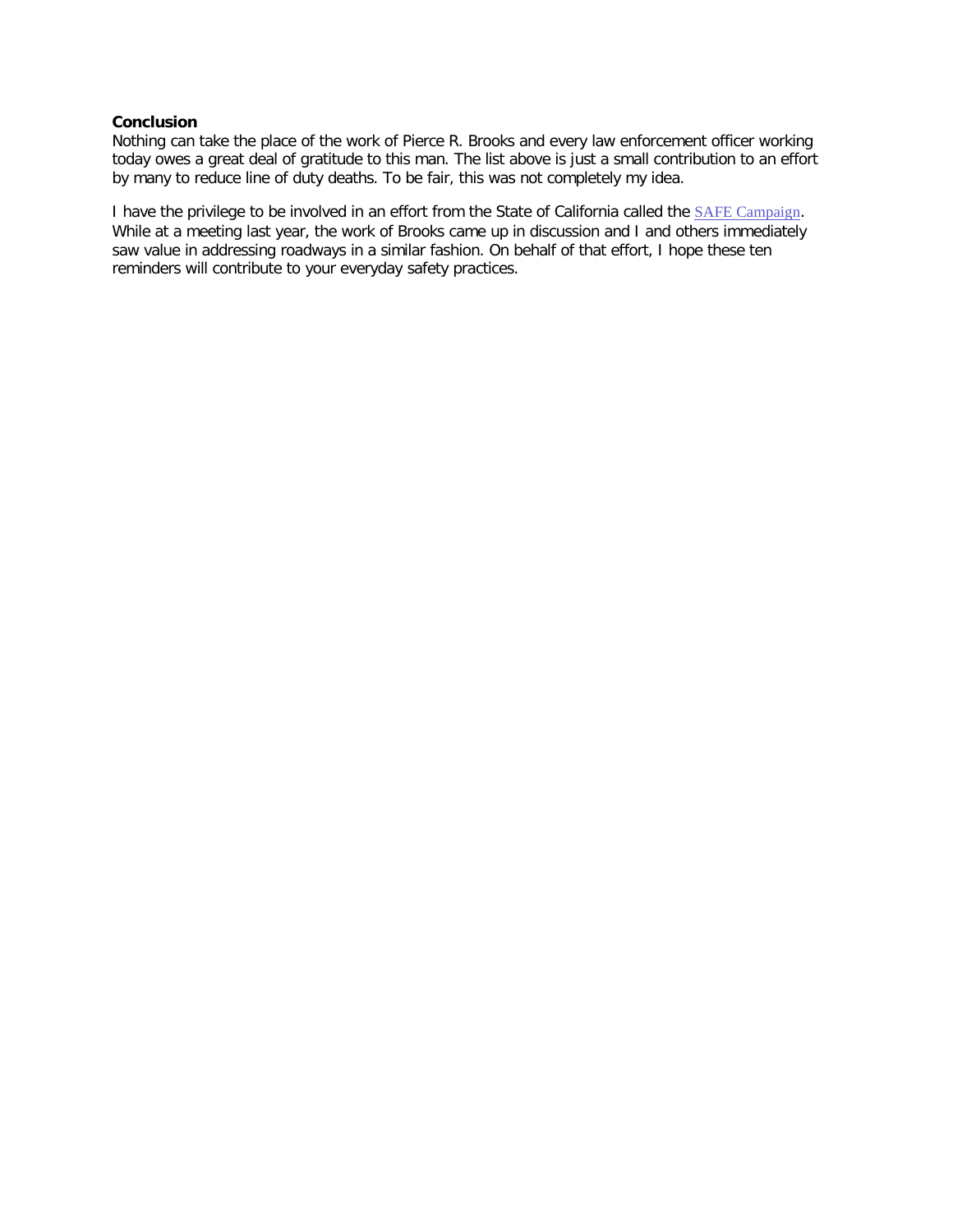**Conclusion**

Nothing can take the place of the work of Pierce R. Brooks and every law enforcement officer working today owes a great deal of gratitude to this man. The list above is just a small contribution to an effort by many to reduce line of duty deaths. To be fair, this was not completely my idea.

I have the privilege to be involved in an effort from the State of California called the SAFE Campaign. While at a meeting last year, the work of Brooks came up in discussion and I and others immediately saw value in addressing roadways in a similar fashion. On behalf of that effort, I hope these ten reminders will contribute to your everyday safety practices.